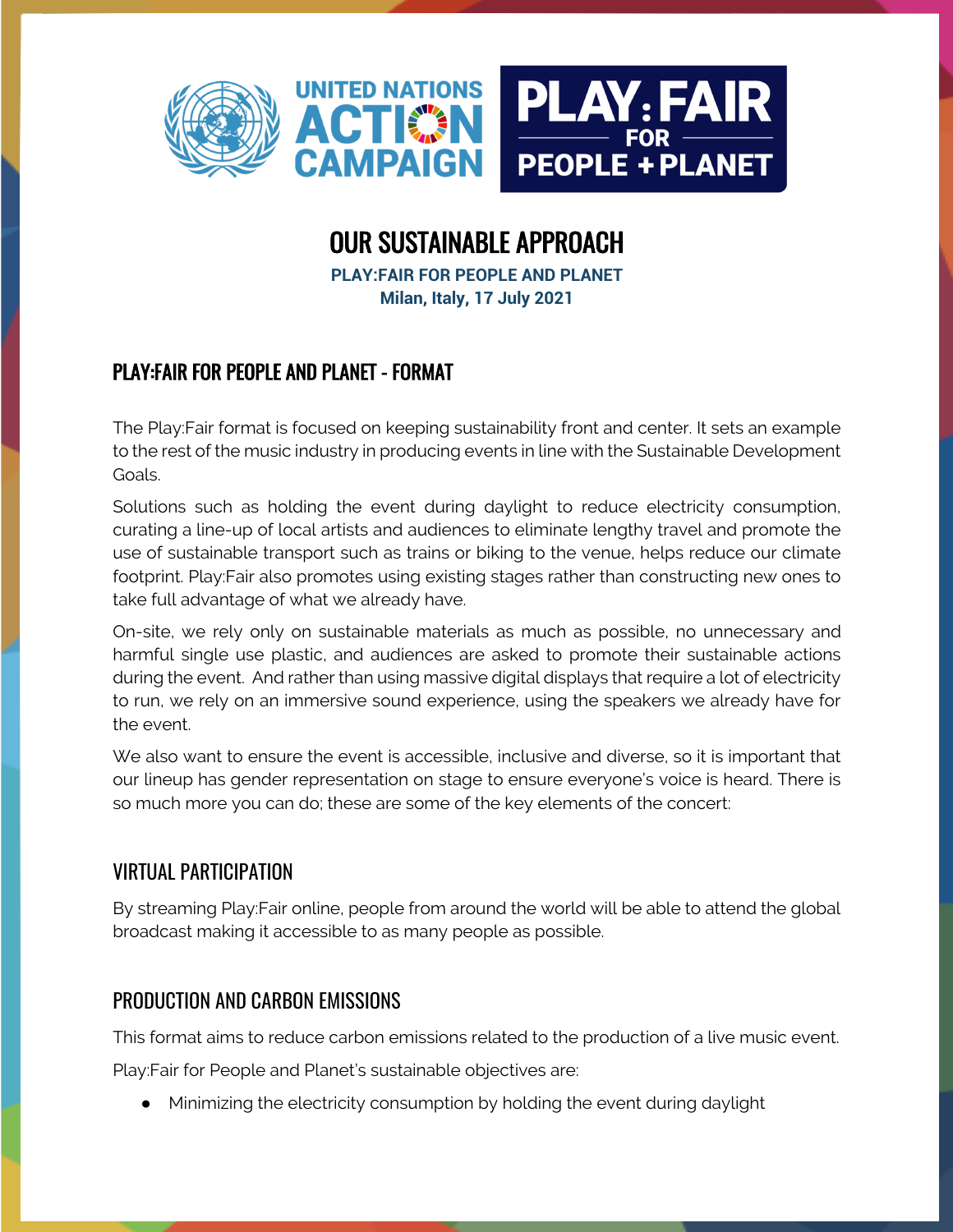# OUR SUSTAINABLE APPROACH

**PLAY:FAIR FOR PEOPLE AND PLANET**
**Milan, Italy, 17 July 2021**

## PLAY:FAIR FOR PEOPLE AND PLANET - FORMAT

The Play:Fair format is focused on keeping sustainability front and center. It sets an example to the rest of the music industry in producing events in line with the Sustainable Development Goals.

Solutions such as holding the event during daylight to reduce electricity consumption, curating a line-up of local artists and audiences to eliminate lengthy travel and promote the use of sustainable transport such as trains or biking to the venue, helps reduce our climate footprint. Play:Fair also promotes using existing stages rather than constructing new ones to take full advantage of what we already have.

On-site, we rely only on sustainable materials as much as possible, no unnecessary and harmful single use plastic, and audiences are asked to promote their sustainable actions during the event. And rather than using massive digital displays that require a lot of electricity to run, we rely on an immersive sound experience, using the speakers we already have for the event.

We also want to ensure the event is accessible, inclusive and diverse, so it is important that our lineup has gender representation on stage to ensure everyone's voice is heard. There is so much more you can do; these are some of the key elements of the concert:

## VIRTUAL PARTICIPATION

By streaming Play:Fair online, people from around the world will be able to attend the global broadcast making it accessible to as many people as possible.

## PRODUCTION AND CARBON EMISSIONS

This format aims to reduce carbon emissions related to the production of a live music event.

Play:Fair for People and Planet's sustainable objectives are:

- Minimizing the electricity consumption by holding the event during daylight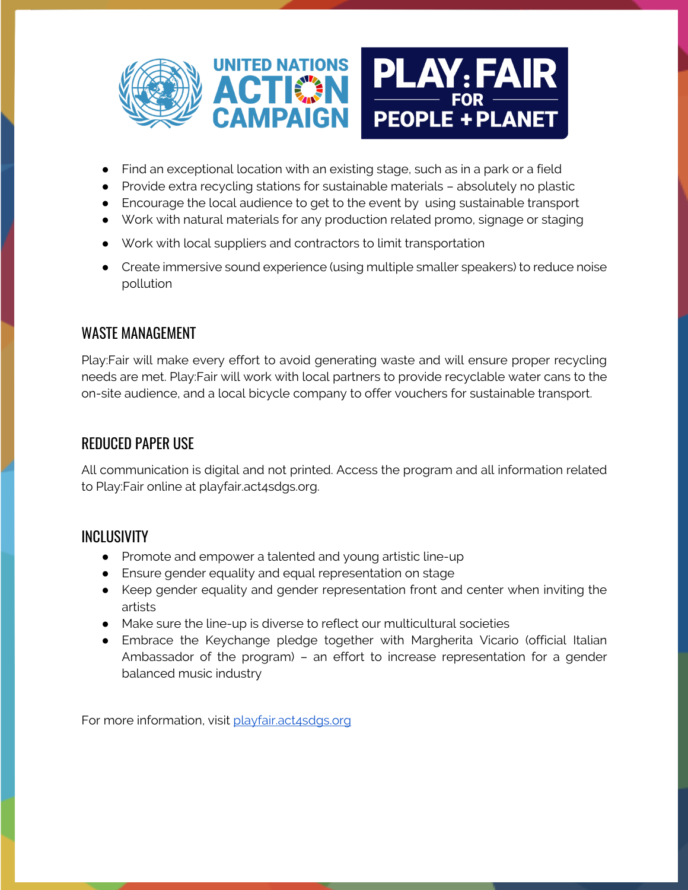- Find an exceptional location with an existing stage, such as in a park or a field
- Provide extra recycling stations for sustainable materials – absolutely no plastic
- Encourage the local audience to get to the event by using sustainable transport
- Work with natural materials for any production related promo, signage or staging
- Work with local suppliers and contractors to limit transportation
- Create immersive sound experience (using multiple smaller speakers) to reduce noise pollution

## WASTE MANAGEMENT

Play:Fair will make every effort to avoid generating waste and will ensure proper recycling needs are met. Play:Fair will work with local partners to provide recyclable water cans to the on-site audience, and a local bicycle company to offer vouchers for sustainable transport.

## REDUCED PAPER USE

All communication is digital and not printed. Access the program and all information related to Play:Fair online at playfair.act4sdgs.org.

## INCLUSIVITY

- Promote and empower a talented and young artistic line-up
- Ensure gender equality and equal representation on stage
- Keep gender equality and gender representation front and center when inviting the artists
- Make sure the line-up is diverse to reflect our multicultural societies
- Embrace the Keychange pledge together with Margherita Vicario (official Italian Ambassador of the program) – an effort to increase representation for a gender balanced music industry

For more information, visit [playfair.act4sdgs.org](playfair.act4sdgs.org)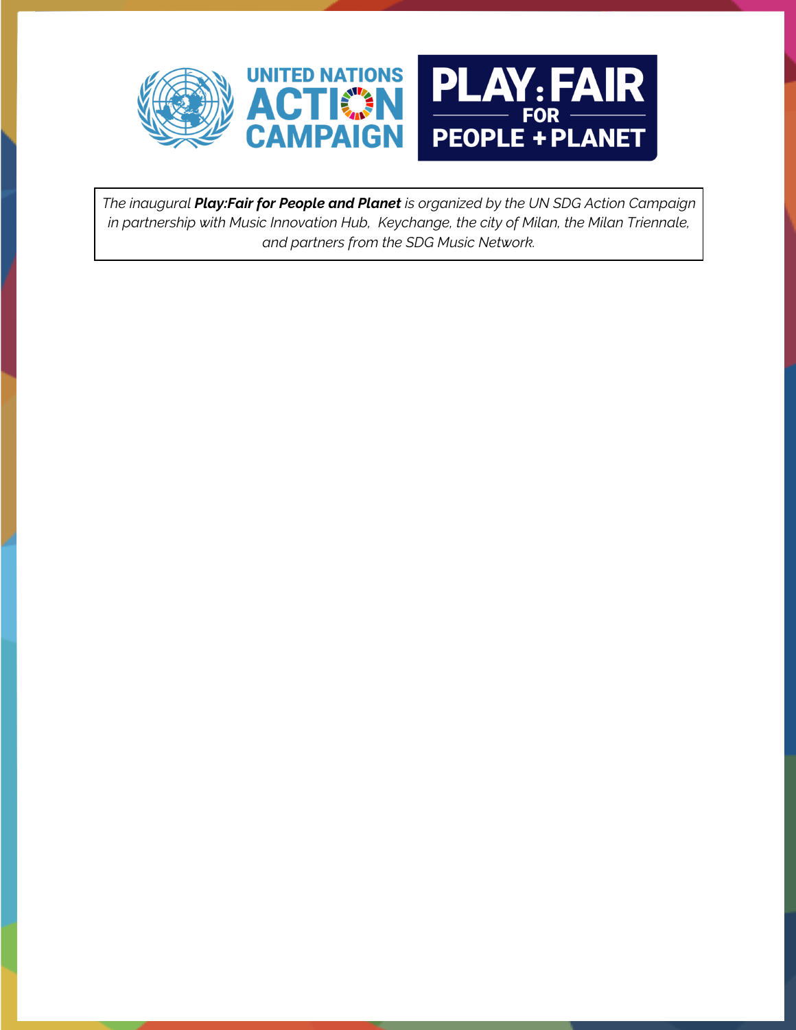*The inaugural **Play:Fair for People and Planet** is organized by the UN SDG Action Campaign in partnership with Music Innovation Hub, Keychange, the city of Milan, the Milan Triennale, and partners from the SDG Music Network.*